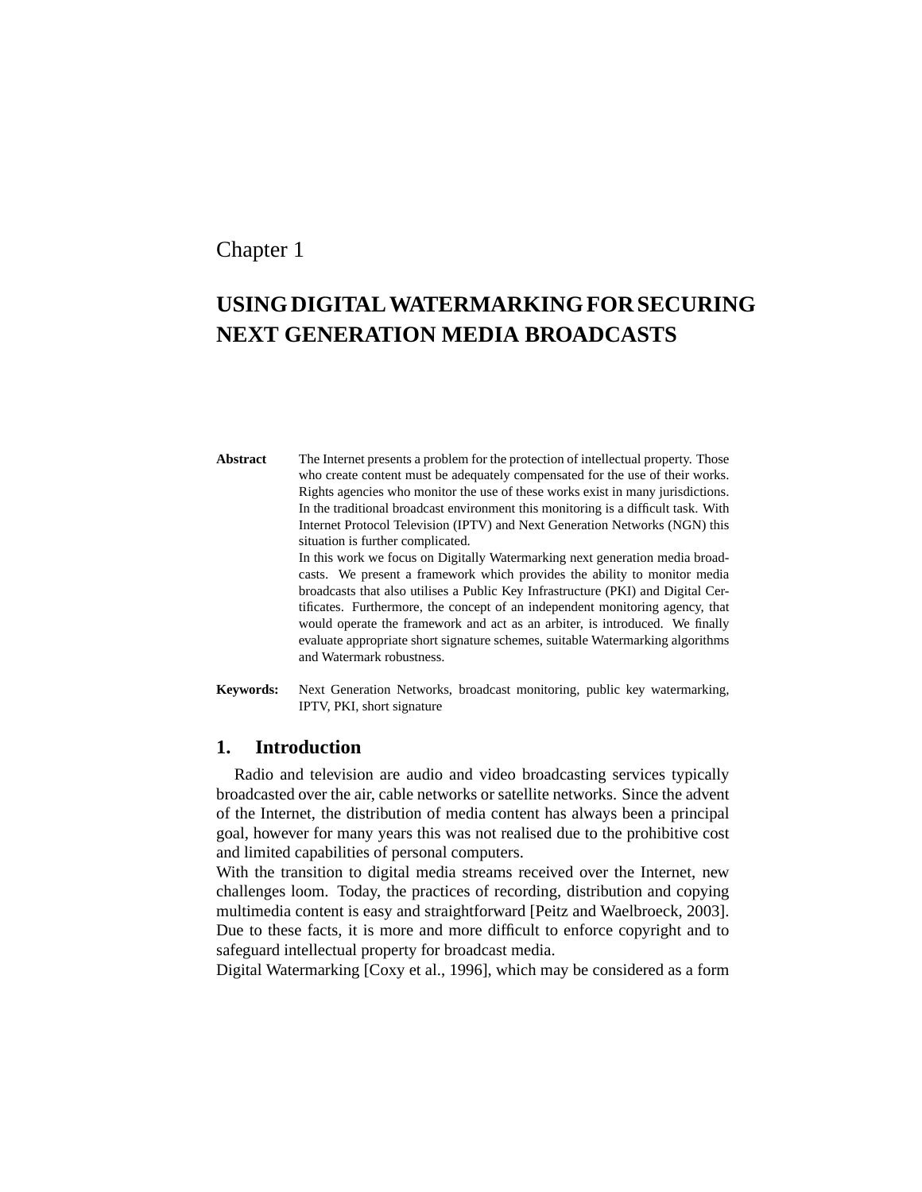Chapter 1

# USING DIGITAL WATERMARKING FOR SECURING NEXT GENERATION MEDIA BROADCASTS

**Abstract** The Internet presents a problem for the protection of intellectual property. Those who create content must be adequately compensated for the use of their works. Rights agencies who monitor the use of these works exist in many jurisdictions. In the traditional broadcast environment this monitoring is a difficult task. With Internet Protocol Television (IPTV) and Next Generation Networks (NGN) this situation is further complicated.
In this work we focus on Digitally Watermarking next generation media broadcasts. We present a framework which provides the ability to monitor media broadcasts that also utilises a Public Key Infrastructure (PKI) and Digital Certificates. Furthermore, the concept of an independent monitoring agency, that would operate the framework and act as an arbiter, is introduced. We finally evaluate appropriate short signature schemes, suitable Watermarking algorithms and Watermark robustness.

**Keywords:** Next Generation Networks, broadcast monitoring, public key watermarking, IPTV, PKI, short signature

## 1. Introduction

Radio and television are audio and video broadcasting services typically broadcasted over the air, cable networks or satellite networks. Since the advent of the Internet, the distribution of media content has always been a principal goal, however for many years this was not realised due to the prohibitive cost and limited capabilities of personal computers.
With the transition to digital media streams received over the Internet, new challenges loom. Today, the practices of recording, distribution and copying multimedia content is easy and straightforward [Peitz and Waelbroeck, 2003]. Due to these facts, it is more and more difficult to enforce copyright and to safeguard intellectual property for broadcast media.
Digital Watermarking [Coxy et al., 1996], which may be considered as a form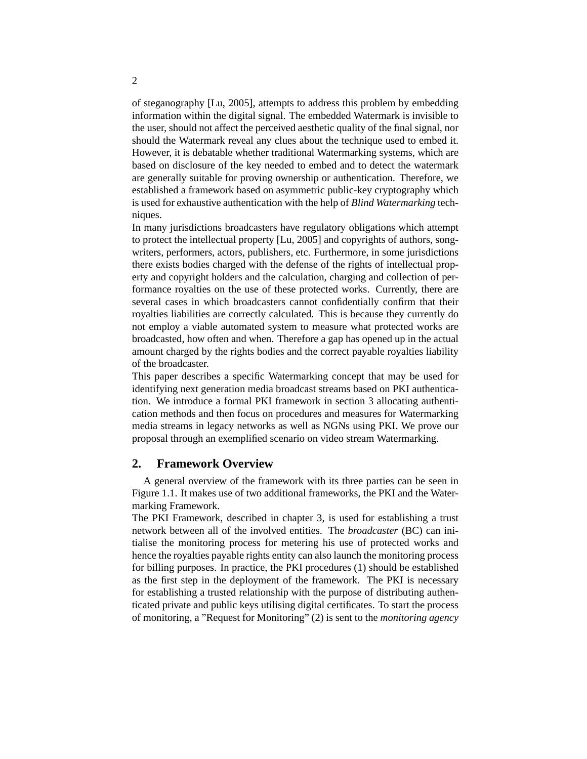of steganography [Lu, 2005], attempts to address this problem by embedding information within the digital signal. The embedded Watermark is invisible to the user, should not affect the perceived aesthetic quality of the final signal, nor should the Watermark reveal any clues about the technique used to embed it. However, it is debatable whether traditional Watermarking systems, which are based on disclosure of the key needed to embed and to detect the watermark are generally suitable for proving ownership or authentication. Therefore, we established a framework based on asymmetric public-key cryptography which is used for exhaustive authentication with the help of *Blind Watermarking* techniques.

In many jurisdictions broadcasters have regulatory obligations which attempt to protect the intellectual property [Lu, 2005] and copyrights of authors, songwriters, performers, actors, publishers, etc. Furthermore, in some jurisdictions there exists bodies charged with the defense of the rights of intellectual property and copyright holders and the calculation, charging and collection of performance royalties on the use of these protected works. Currently, there are several cases in which broadcasters cannot confidentially confirm that their royalties liabilities are correctly calculated. This is because they currently do not employ a viable automated system to measure what protected works are broadcasted, how often and when. Therefore a gap has opened up in the actual amount charged by the rights bodies and the correct payable royalties liability of the broadcaster.

This paper describes a specific Watermarking concept that may be used for identifying next generation media broadcast streams based on PKI authentication. We introduce a formal PKI framework in section 3 allocating authentication methods and then focus on procedures and measures for Watermarking media streams in legacy networks as well as NGNs using PKI. We prove our proposal through an exemplified scenario on video stream Watermarking.

## 2. Framework Overview

A general overview of the framework with its three parties can be seen in Figure 1.1. It makes use of two additional frameworks, the PKI and the Watermarking Framework.

The PKI Framework, described in chapter 3, is used for establishing a trust network between all of the involved entities. The *broadcaster* (BC) can initialise the monitoring process for metering his use of protected works and hence the royalties payable rights entity can also launch the monitoring process for billing purposes. In practice, the PKI procedures (1) should be established as the first step in the deployment of the framework. The PKI is necessary for establishing a trusted relationship with the purpose of distributing authenticated private and public keys utilising digital certificates. To start the process of monitoring, a "Request for Monitoring" (2) is sent to the *monitoring agency*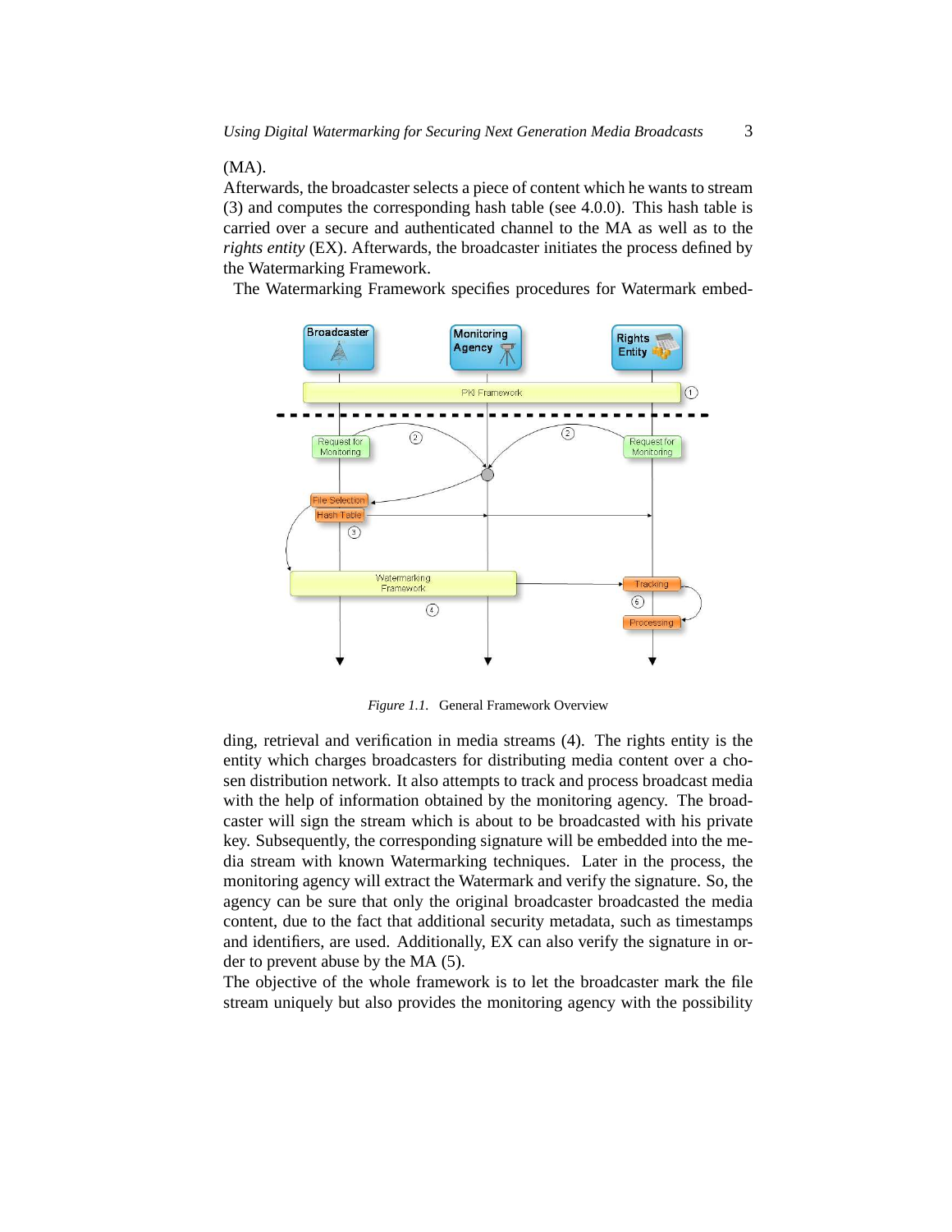(MA).
Afterwards, the broadcaster selects a piece of content which he wants to stream (3) and computes the corresponding hash table (see 4.0.0). This hash table is carried over a secure and authenticated channel to the MA as well as to the *rights entity* (EX). Afterwards, the broadcaster initiates the process defined by the Watermarking Framework.

The Watermarking Framework specifies procedures for Watermark embedding, retrieval and verification in media streams (4). The rights entity is the entity which charges broadcasters for distributing media content over a chosen distribution network. It also attempts to track and process broadcast media with the help of information obtained by the monitoring agency. The broadcaster will sign the stream which is about to be broadcasted with his private key. Subsequently, the corresponding signature will be embedded into the media stream with known Watermarking techniques. Later in the process, the monitoring agency will extract the Watermark and verify the signature. So, the agency can be sure that only the original broadcaster broadcasted the media content, due to the fact that additional security metadata, such as timestamps and identifiers, are used. Additionally, EX can also verify the signature in order to prevent abuse by the MA (5).

*Figure 1.1.* General Framework Overview

The objective of the whole framework is to let the broadcaster mark the file stream uniquely but also provides the monitoring agency with the possibility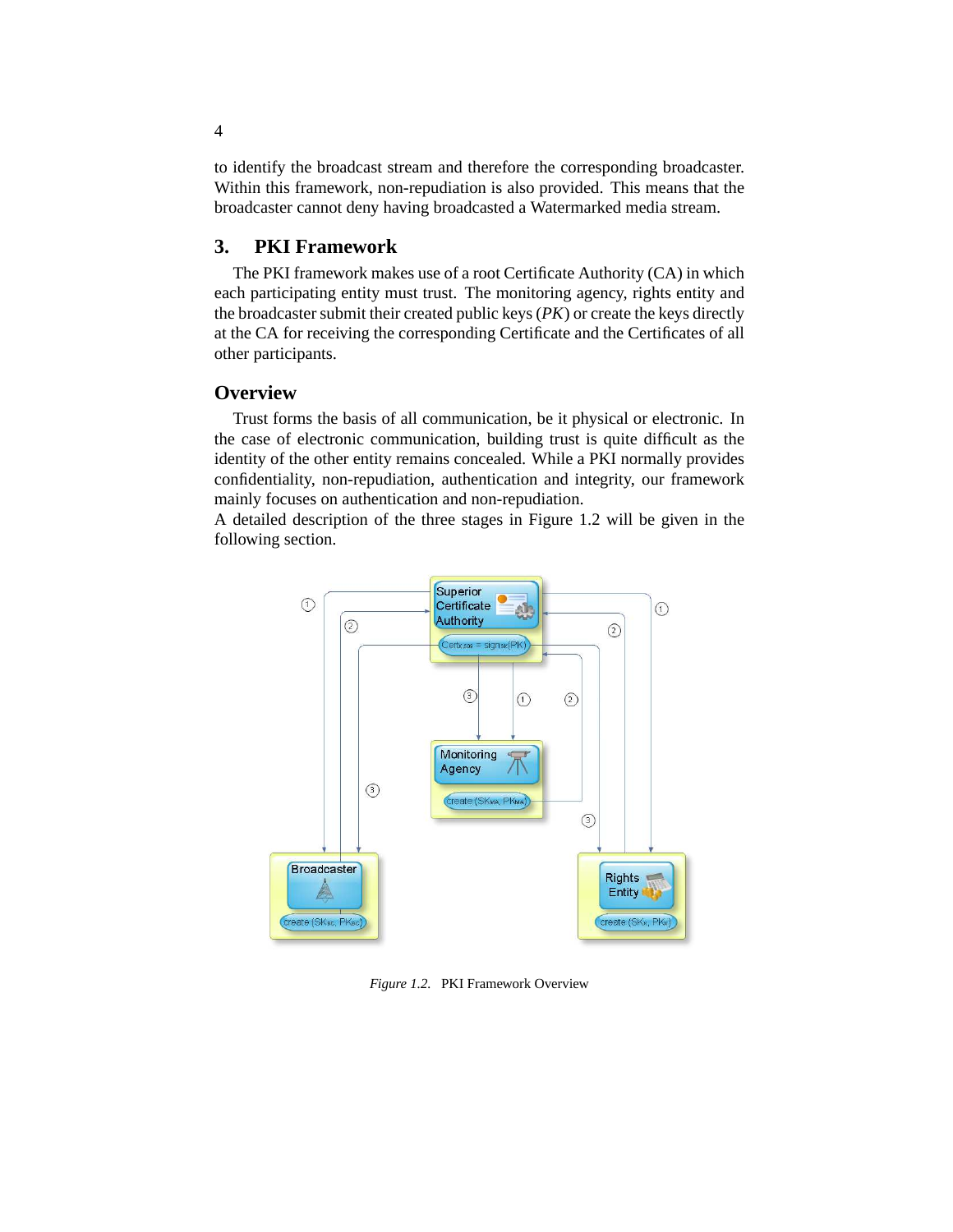to identify the broadcast stream and therefore the corresponding broadcaster. Within this framework, non-repudiation is also provided. This means that the broadcaster cannot deny having broadcasted a Watermarked media stream.

## 3. PKI Framework

The PKI framework makes use of a root Certificate Authority (CA) in which each participating entity must trust. The monitoring agency, rights entity and the broadcaster submit their created public keys (*PK*) or create the keys directly at the CA for receiving the corresponding Certificate and the Certificates of all other participants.

### Overview

Trust forms the basis of all communication, be it physical or electronic. In the case of electronic communication, building trust is quite difficult as the identity of the other entity remains concealed. While a PKI normally provides confidentiality, non-repudiation, authentication and integrity, our framework mainly focuses on authentication and non-repudiation.

A detailed description of the three stages in Figure 1.2 will be given in the following section.

*Figure 1.2.* PKI Framework Overview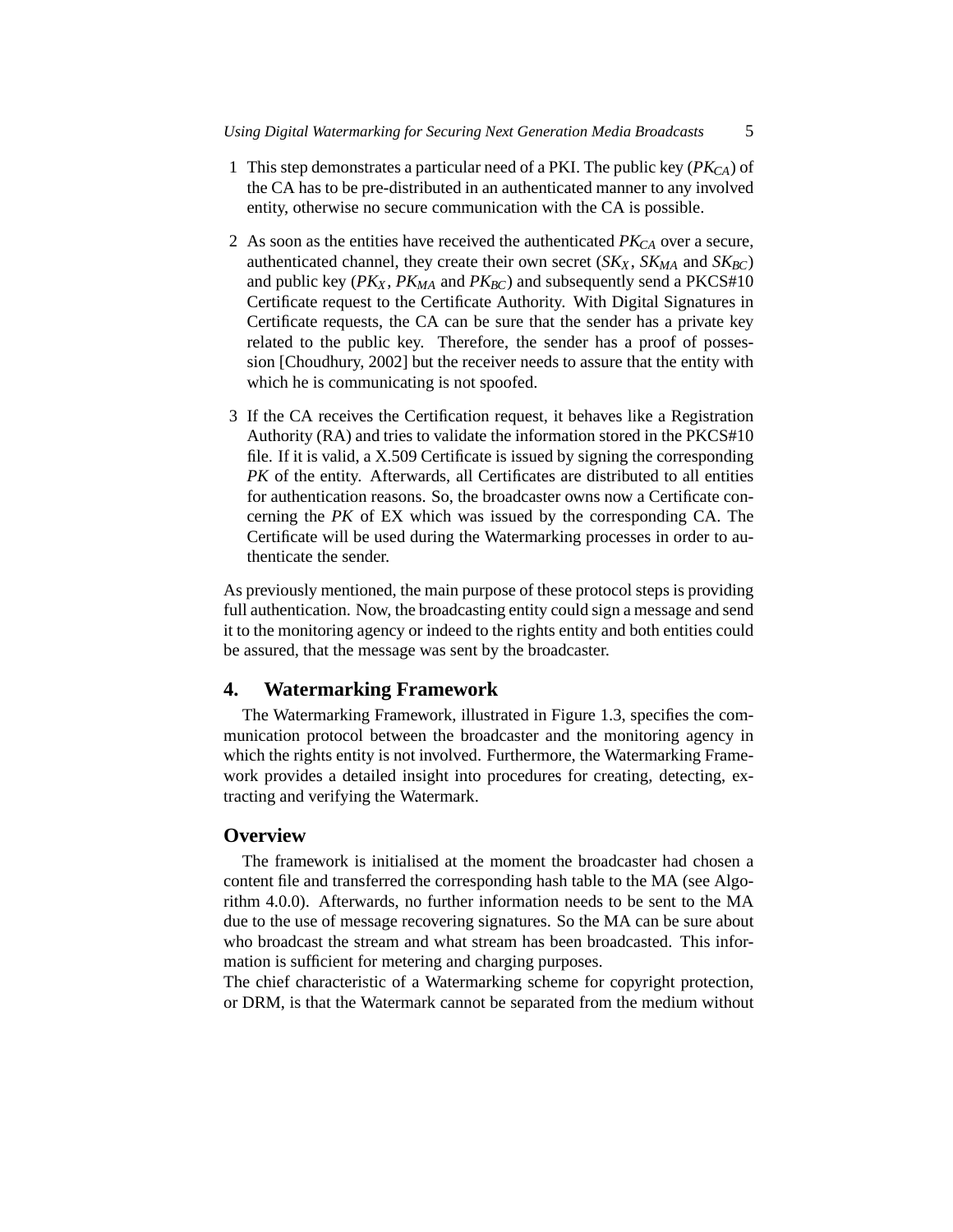1. This step demonstrates a particular need of a PKI. The public key ($PK_{CA}$) of the CA has to be pre-distributed in an authenticated manner to any involved entity, otherwise no secure communication with the CA is possible.

2. As soon as the entities have received the authenticated $PK_{CA}$ over a secure, authenticated channel, they create their own secret ($SK_X$, $SK_{MA}$ and $SK_{BC}$) and public key ($PK_X$, $PK_{MA}$ and $PK_{BC}$) and subsequently send a PKCS#10 Certificate request to the Certificate Authority. With Digital Signatures in Certificate requests, the CA can be sure that the sender has a private key related to the public key. Therefore, the sender has a proof of possession [Choudhury, 2002] but the receiver needs to assure that the entity with which he is communicating is not spoofed.

3. If the CA receives the Certification request, it behaves like a Registration Authority (RA) and tries to validate the information stored in the PKCS#10 file. If it is valid, a X.509 Certificate is issued by signing the corresponding *PK* of the entity. Afterwards, all Certificates are distributed to all entities for authentication reasons. So, the broadcaster owns now a Certificate concerning the *PK* of EX which was issued by the corresponding CA. The Certificate will be used during the Watermarking processes in order to authenticate the sender.

As previously mentioned, the main purpose of these protocol steps is providing full authentication. Now, the broadcasting entity could sign a message and send it to the monitoring agency or indeed to the rights entity and both entities could be assured, that the message was sent by the broadcaster.

## 4. Watermarking Framework

The Watermarking Framework, illustrated in Figure 1.3, specifies the communication protocol between the broadcaster and the monitoring agency in which the rights entity is not involved. Furthermore, the Watermarking Framework provides a detailed insight into procedures for creating, detecting, extracting and verifying the Watermark.

### Overview

The framework is initialised at the moment the broadcaster had chosen a content file and transferred the corresponding hash table to the MA (see Algorithm 4.0.0). Afterwards, no further information needs to be sent to the MA due to the use of message recovering signatures. So the MA can be sure about who broadcast the stream and what stream has been broadcasted. This information is sufficient for metering and charging purposes.

The chief characteristic of a Watermarking scheme for copyright protection, or DRM, is that the Watermark cannot be separated from the medium without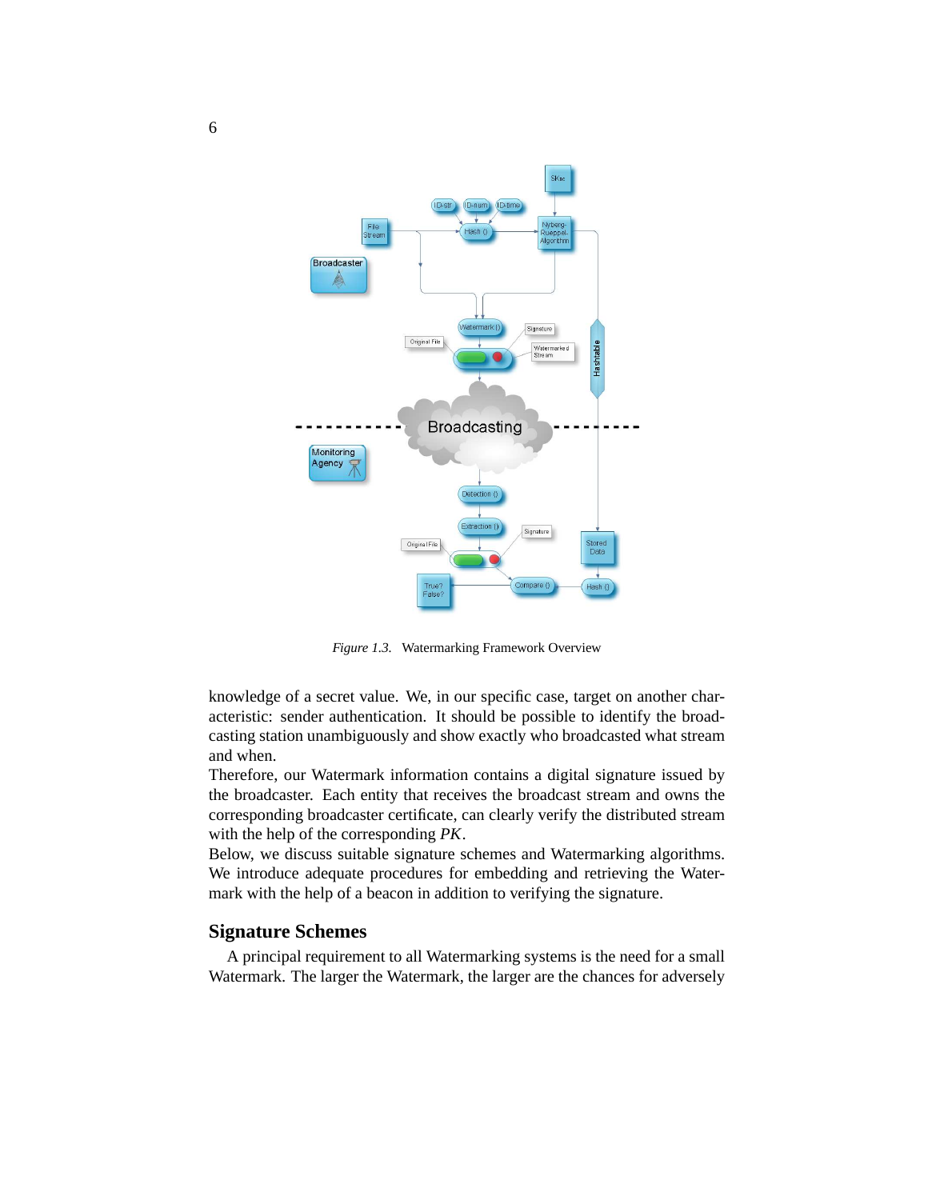*Figure 1.3.* Watermarking Framework Overview

knowledge of a secret value. We, in our specific case, target on another characteristic: sender authentication. It should be possible to identify the broadcasting station unambiguously and show exactly who broadcasted what stream and when.

Therefore, our Watermark information contains a digital signature issued by the broadcaster. Each entity that receives the broadcast stream and owns the corresponding broadcaster certificate, can clearly verify the distributed stream with the help of the corresponding *PK*.

Below, we discuss suitable signature schemes and Watermarking algorithms. We introduce adequate procedures for embedding and retrieving the Watermark with the help of a beacon in addition to verifying the signature.

## Signature Schemes

A principal requirement to all Watermarking systems is the need for a small Watermark. The larger the Watermark, the larger are the chances for adversely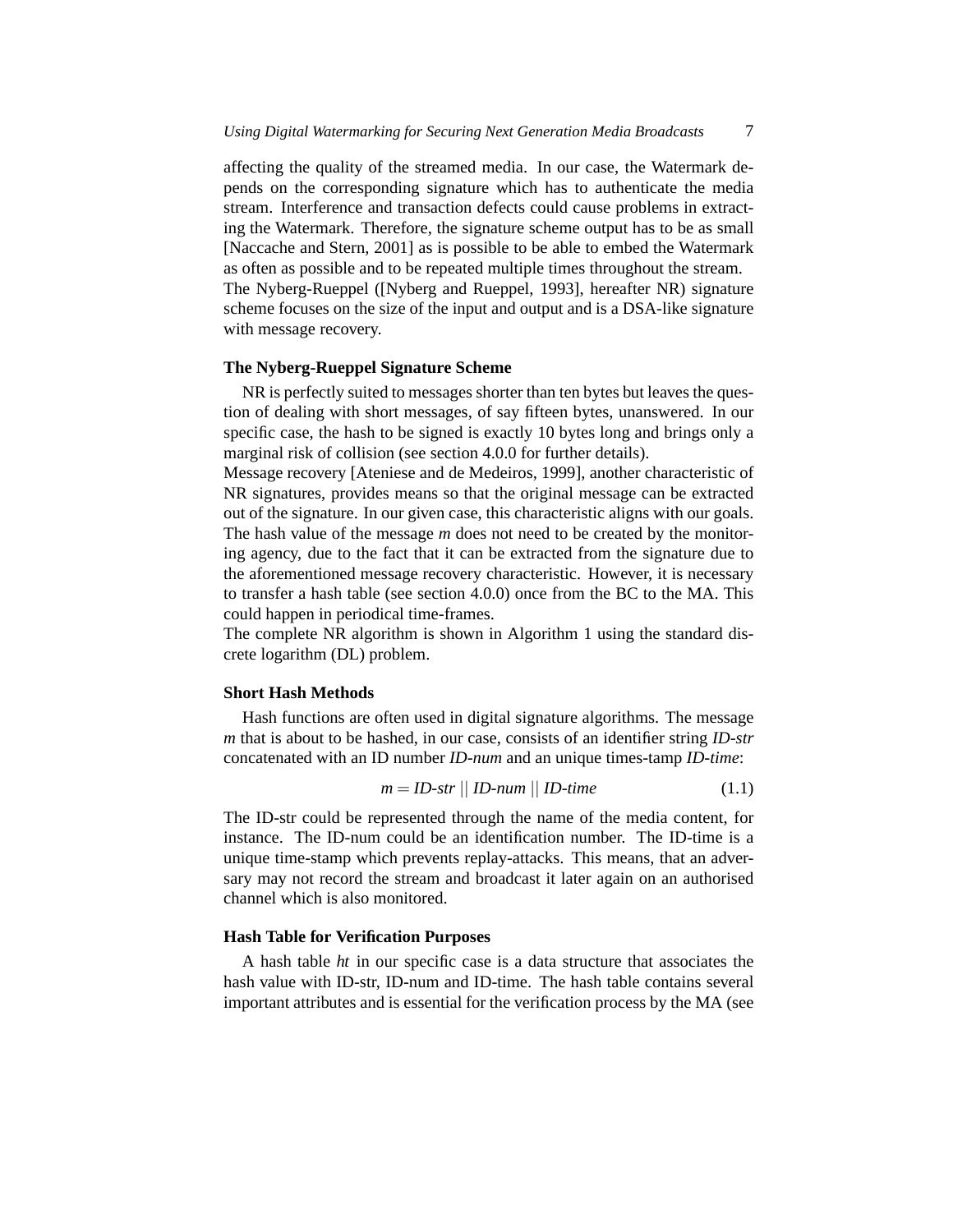affecting the quality of the streamed media. In our case, the Watermark depends on the corresponding signature which has to authenticate the media stream. Interference and transaction defects could cause problems in extracting the Watermark. Therefore, the signature scheme output has to be as small [Naccache and Stern, 2001] as is possible to be able to embed the Watermark as often as possible and to be repeated multiple times throughout the stream.
The Nyberg-Rueppel ([Nyberg and Rueppel, 1993], hereafter NR) signature scheme focuses on the size of the input and output and is a DSA-like signature with message recovery.

#### The Nyberg-Rueppel Signature Scheme

NR is perfectly suited to messages shorter than ten bytes but leaves the question of dealing with short messages, of say fifteen bytes, unanswered. In our specific case, the hash to be signed is exactly 10 bytes long and brings only a marginal risk of collision (see section 4.0.0 for further details).
Message recovery [Ateniese and de Medeiros, 1999], another characteristic of NR signatures, provides means so that the original message can be extracted out of the signature. In our given case, this characteristic aligns with our goals. The hash value of the message *m* does not need to be created by the monitoring agency, due to the fact that it can be extracted from the signature due to the aforementioned message recovery characteristic. However, it is necessary to transfer a hash table (see section 4.0.0) once from the BC to the MA. This could happen in periodical time-frames.
The complete NR algorithm is shown in Algorithm 1 using the standard discrete logarithm (DL) problem.

#### Short Hash Methods

Hash functions are often used in digital signature algorithms. The message *m* that is about to be hashed, in our case, consists of an identifier string *ID-str* concatenated with an ID number *ID-num* and an unique times-tamp *ID-time*:

$$m = \textit{ID-str} \,||\, \textit{ID-num} \,||\, \textit{ID-time} \tag{1.1}$$

The ID-str could be represented through the name of the media content, for instance. The ID-num could be an identification number. The ID-time is a unique time-stamp which prevents replay-attacks. This means, that an adversary may not record the stream and broadcast it later again on an authorised channel which is also monitored.

#### Hash Table for Verification Purposes

A hash table *ht* in our specific case is a data structure that associates the hash value with ID-str, ID-num and ID-time. The hash table contains several important attributes and is essential for the verification process by the MA (see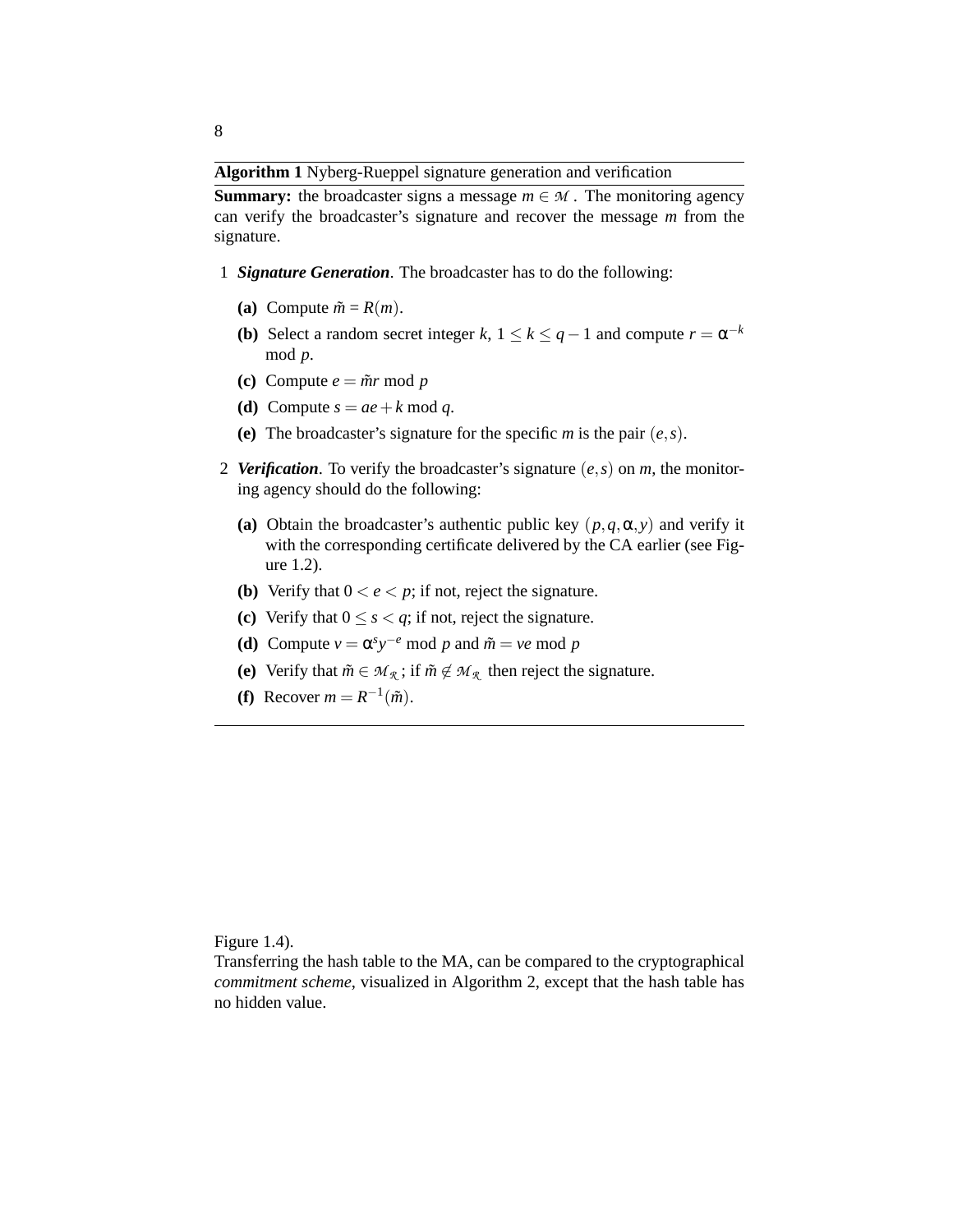**Algorithm 1** Nyberg-Rueppel signature generation and verification

**Summary:** the broadcaster signs a message $m \in \mathcal{M}$. The monitoring agency can verify the broadcaster's signature and recover the message $m$ from the signature.

1 ***Signature Generation***. The broadcaster has to do the following:

   **(a)** Compute $\tilde{m} = R(m)$.

   **(b)** Select a random secret integer $k$, $1 \leq k \leq q-1$ and compute $r = \alpha^{-k}$ mod $p$.

   **(c)** Compute $e = \tilde{m}r \bmod p$

   **(d)** Compute $s = ae + k \bmod q$.

   **(e)** The broadcaster's signature for the specific $m$ is the pair $(e, s)$.

2 ***Verification***. To verify the broadcaster's signature $(e, s)$ on $m$, the monitoring agency should do the following:

   **(a)** Obtain the broadcaster's authentic public key $(p, q, \alpha, y)$ and verify it with the corresponding certificate delivered by the CA earlier (see Figure 1.2).

   **(b)** Verify that $0 < e < p$; if not, reject the signature.

   **(c)** Verify that $0 \leq s < q$; if not, reject the signature.

   **(d)** Compute $v = \alpha^s y^{-e} \bmod p$ and $\tilde{m} = ve \bmod p$

   **(e)** Verify that $\tilde{m} \in \mathcal{M}_{\mathcal{R}}$; if $\tilde{m} \notin \mathcal{M}_{\mathcal{R}}$ then reject the signature.

   **(f)** Recover $m = R^{-1}(\tilde{m})$.

Figure 1.4).
Transferring the hash table to the MA, can be compared to the cryptographical *commitment scheme*, visualized in Algorithm 2, except that the hash table has no hidden value.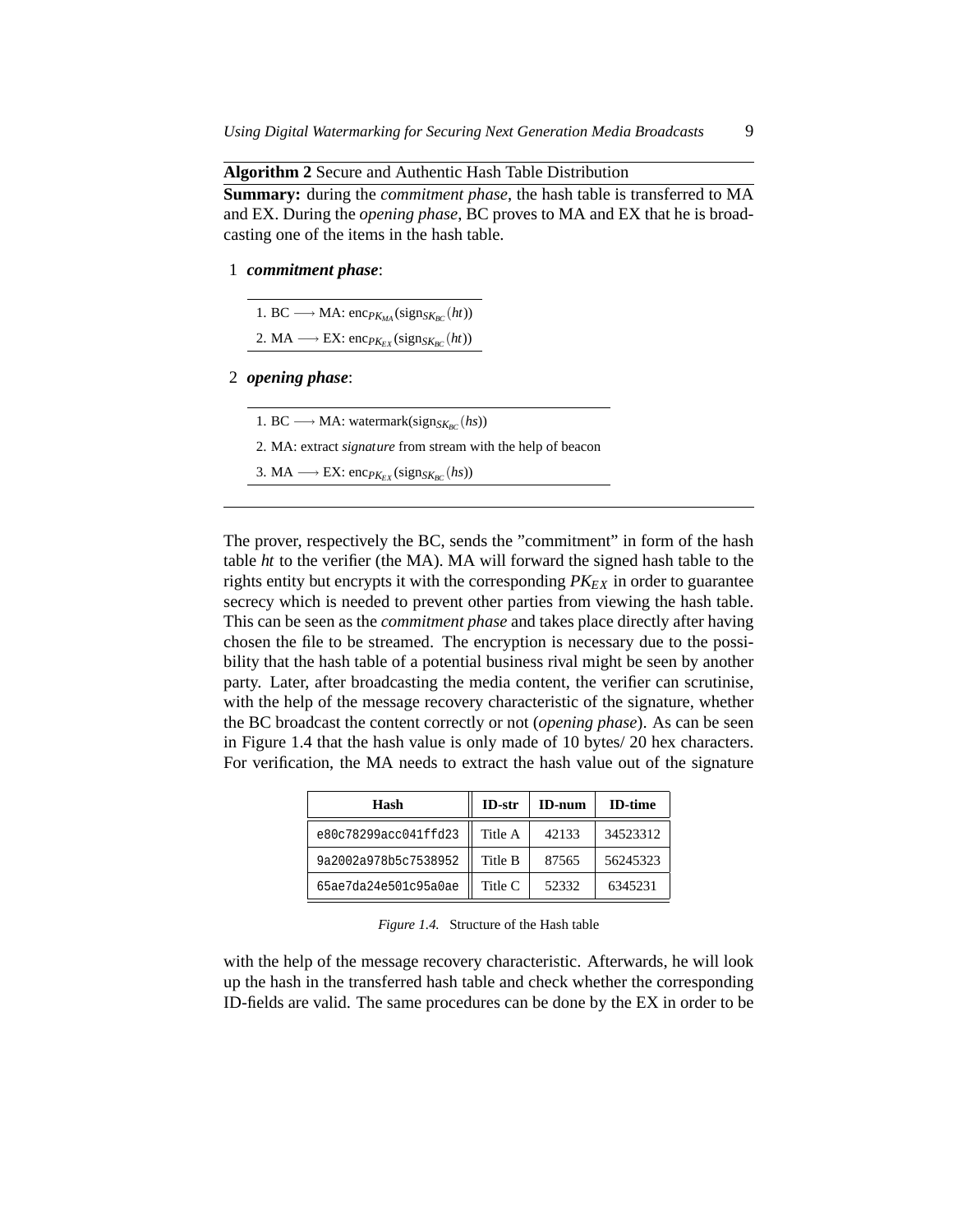**Algorithm 2** Secure and Authentic Hash Table Distribution

**Summary:** during the *commitment phase*, the hash table is transferred to MA and EX. During the *opening phase*, BC proves to MA and EX that he is broadcasting one of the items in the hash table.

1 ***commitment phase***:

1. BC $\longrightarrow$ MA: $\text{enc}_{PK_{MA}}(\text{sign}_{SK_{BC}}(ht))$
2. MA $\longrightarrow$ EX: $\text{enc}_{PK_{EX}}(\text{sign}_{SK_{BC}}(ht))$

2 ***opening phase***:

1. BC $\longrightarrow$ MA: watermark($\text{sign}_{SK_{BC}}(hs)$)
2. MA: extract *signature* from stream with the help of beacon
3. MA $\longrightarrow$ EX: $\text{enc}_{PK_{EX}}(\text{sign}_{SK_{BC}}(hs))$

The prover, respectively the BC, sends the "commitment" in form of the hash table *ht* to the verifier (the MA). MA will forward the signed hash table to the rights entity but encrypts it with the corresponding $PK_{EX}$ in order to guarantee secrecy which is needed to prevent other parties from viewing the hash table. This can be seen as the *commitment phase* and takes place directly after having chosen the file to be streamed. The encryption is necessary due to the possibility that the hash table of a potential business rival might be seen by another party. Later, after broadcasting the media content, the verifier can scrutinise, with the help of the message recovery characteristic of the signature, whether the BC broadcast the content correctly or not (*opening phase*). As can be seen in Figure 1.4 that the hash value is only made of 10 bytes/ 20 hex characters. For verification, the MA needs to extract the hash value out of the signature

| Hash | ID-str | ID-num | ID-time |
|---|---|---|---|
| e80c78299acc041ffd23 | Title A | 42133 | 34523312 |
| 9a2002a978b5c7538952 | Title B | 87565 | 56245323 |
| 65ae7da24e501c95a0ae | Title C | 52332 | 6345231 |

*Figure 1.4.* Structure of the Hash table

with the help of the message recovery characteristic. Afterwards, he will look up the hash in the transferred hash table and check whether the corresponding ID-fields are valid. The same procedures can be done by the EX in order to be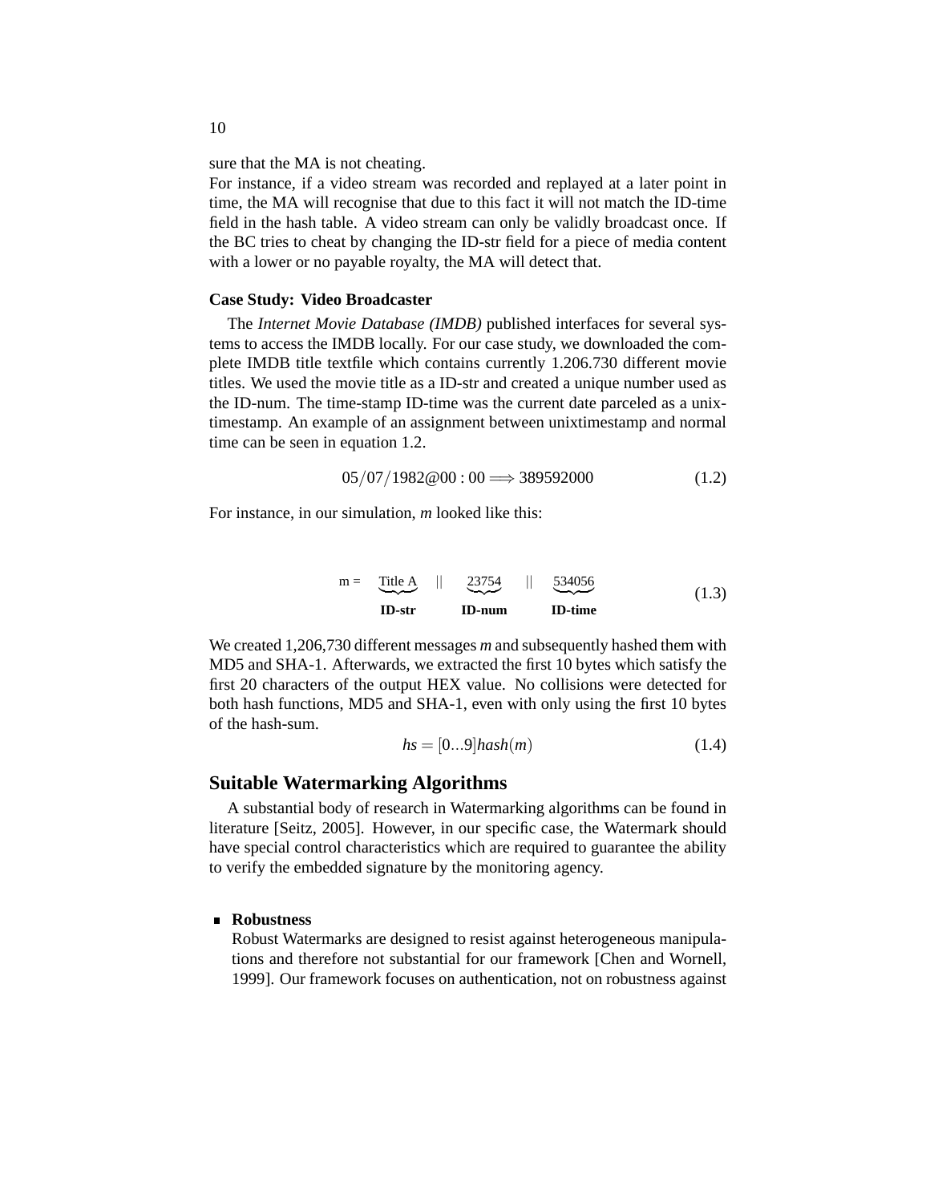sure that the MA is not cheating.
For instance, if a video stream was recorded and replayed at a later point in time, the MA will recognise that due to this fact it will not match the ID-time field in the hash table. A video stream can only be validly broadcast once. If the BC tries to cheat by changing the ID-str field for a piece of media content with a lower or no payable royalty, the MA will detect that.

**Case Study: Video Broadcaster**

The *Internet Movie Database (IMDB)* published interfaces for several systems to access the IMDB locally. For our case study, we downloaded the complete IMDB title textfile which contains currently 1.206.730 different movie titles. We used the movie title as a ID-str and created a unique number used as the ID-num. The time-stamp ID-time was the current date parceled as a unix-timestamp. An example of an assignment between unixtimestamp and normal time can be seen in equation 1.2.

$$05/07/1982@00:00 \Longrightarrow 389592000 \tag{1.2}$$

For instance, in our simulation, *m* looked like this:

$$\text{m} = \underbrace{\text{Title A}}_{\textbf{ID-str}} \quad || \quad \underbrace{23754}_{\textbf{ID-num}} \quad || \quad \underbrace{534056}_{\textbf{ID-time}} \tag{1.3}$$

We created 1,206,730 different messages *m* and subsequently hashed them with MD5 and SHA-1. Afterwards, we extracted the first 10 bytes which satisfy the first 20 characters of the output HEX value. No collisions were detected for both hash functions, MD5 and SHA-1, even with only using the first 10 bytes of the hash-sum.

$$hs = [0...9]hash(m) \tag{1.4}$$

## Suitable Watermarking Algorithms

A substantial body of research in Watermarking algorithms can be found in literature [Seitz, 2005]. However, in our specific case, the Watermark should have special control characteristics which are required to guarantee the ability to verify the embedded signature by the monitoring agency.

- **Robustness**
  Robust Watermarks are designed to resist against heterogeneous manipulations and therefore not substantial for our framework [Chen and Wornell, 1999]. Our framework focuses on authentication, not on robustness against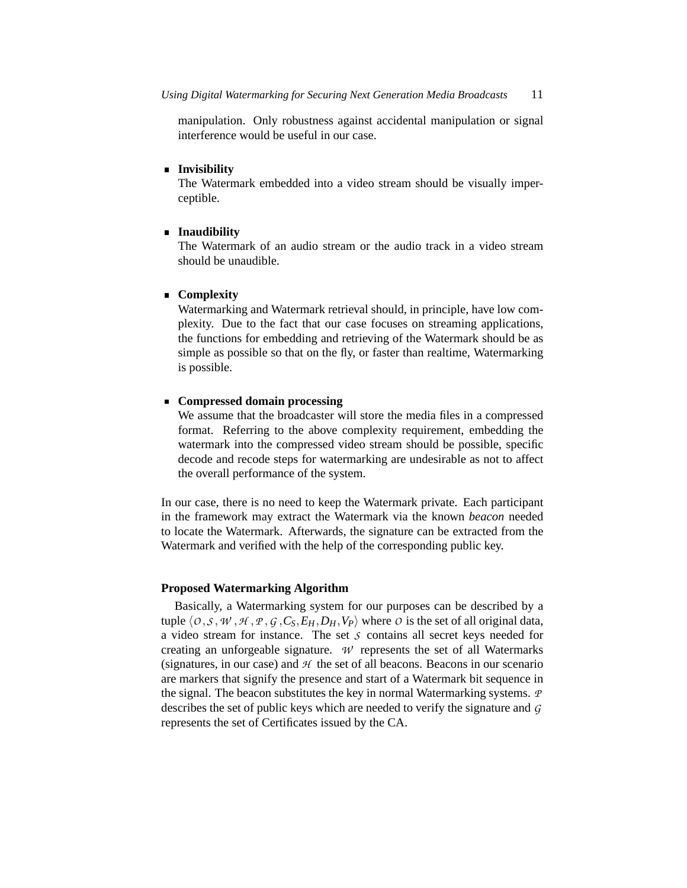manipulation. Only robustness against accidental manipulation or signal interference would be useful in our case.

- **Invisibility**
  The Watermark embedded into a video stream should be visually imperceptible.

- **Inaudibility**
  The Watermark of an audio stream or the audio track in a video stream should be unaudible.

- **Complexity**
  Watermarking and Watermark retrieval should, in principle, have low complexity. Due to the fact that our case focuses on streaming applications, the functions for embedding and retrieving of the Watermark should be as simple as possible so that on the fly, or faster than realtime, Watermarking is possible.

- **Compressed domain processing**
  We assume that the broadcaster will store the media files in a compressed format. Referring to the above complexity requirement, embedding the watermark into the compressed video stream should be possible, specific decode and recode steps for watermarking are undesirable as not to affect the overall performance of the system.

In our case, there is no need to keep the Watermark private. Each participant in the framework may extract the Watermark via the known *beacon* needed to locate the Watermark. Afterwards, the signature can be extracted from the Watermark and verified with the help of the corresponding public key.

**Proposed Watermarking Algorithm**

Basically, a Watermarking system for our purposes can be described by a tuple $\langle \mathcal{O}, \mathcal{S}, \mathcal{W}, \mathcal{H}, \mathcal{P}, \mathcal{G}, C_S, E_H, D_H, V_P \rangle$ where $\mathcal{O}$ is the set of all original data, a video stream for instance. The set $\mathcal{S}$ contains all secret keys needed for creating an unforgeable signature. $\mathcal{W}$ represents the set of all Watermarks (signatures, in our case) and $\mathcal{H}$ the set of all beacons. Beacons in our scenario are markers that signify the presence and start of a Watermark bit sequence in the signal. The beacon substitutes the key in normal Watermarking systems. $\mathcal{P}$ describes the set of public keys which are needed to verify the signature and $\mathcal{G}$ represents the set of Certificates issued by the CA.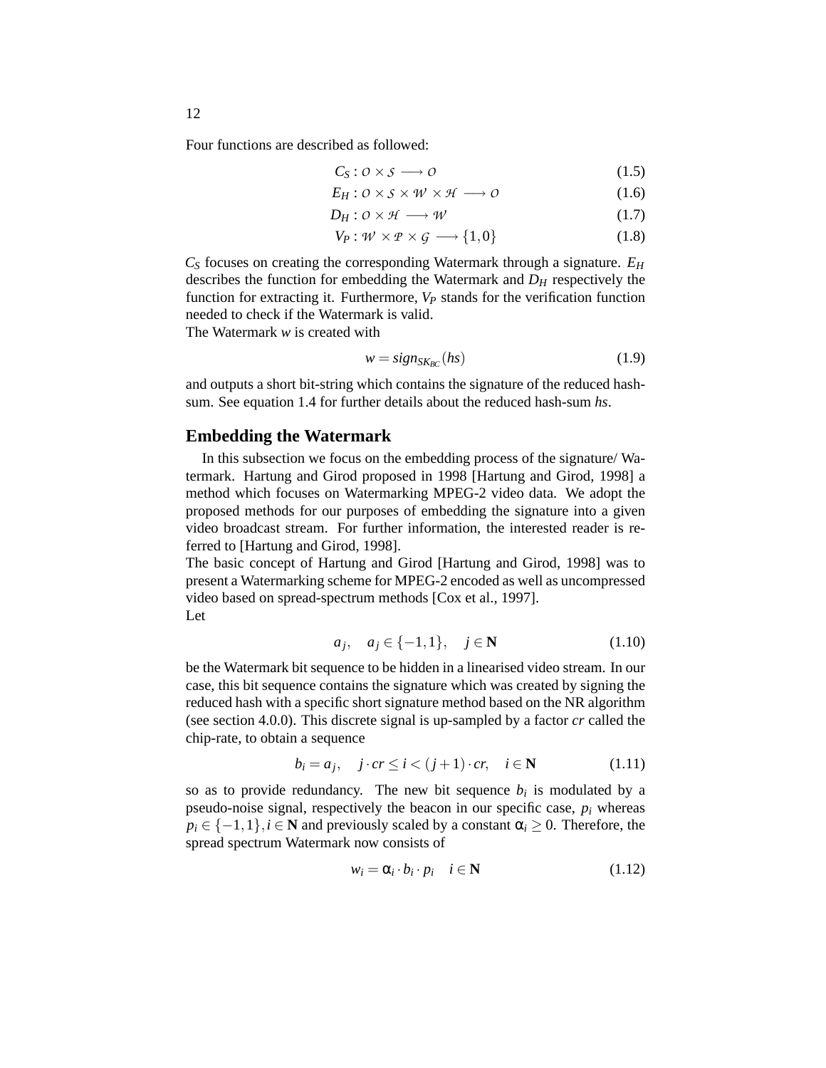Four functions are described as followed:

$$C_S : \mathcal{O} \times \mathcal{S} \longrightarrow \mathcal{O} \tag{1.5}$$

$$E_H : \mathcal{O} \times \mathcal{S} \times \mathcal{W} \times \mathcal{H} \longrightarrow \mathcal{O} \tag{1.6}$$

$$D_H : \mathcal{O} \times \mathcal{H} \longrightarrow \mathcal{W} \tag{1.7}$$

$$V_P : \mathcal{W} \times \mathcal{P} \times \mathcal{G} \longrightarrow \{1,0\} \tag{1.8}$$

$C_S$ focuses on creating the corresponding Watermark through a signature. $E_H$ describes the function for embedding the Watermark and $D_H$ respectively the function for extracting it. Furthermore, $V_P$ stands for the verification function needed to check if the Watermark is valid.
The Watermark $w$ is created with

$$w = sign_{SK_{BC}}(hs) \tag{1.9}$$

and outputs a short bit-string which contains the signature of the reduced hash-sum. See equation 1.4 for further details about the reduced hash-sum *hs*.

## Embedding the Watermark

In this subsection we focus on the embedding process of the signature/ Watermark. Hartung and Girod proposed in 1998 [Hartung and Girod, 1998] a method which focuses on Watermarking MPEG-2 video data. We adopt the proposed methods for our purposes of embedding the signature into a given video broadcast stream. For further information, the interested reader is referred to [Hartung and Girod, 1998].
The basic concept of Hartung and Girod [Hartung and Girod, 1998] was to present a Watermarking scheme for MPEG-2 encoded as well as uncompressed video based on spread-spectrum methods [Cox et al., 1997].
Let

$$a_j, \quad a_j \in \{-1,1\}, \quad j \in \mathbf{N} \tag{1.10}$$

be the Watermark bit sequence to be hidden in a linearised video stream. In our case, this bit sequence contains the signature which was created by signing the reduced hash with a specific short signature method based on the NR algorithm (see section 4.0.0). This discrete signal is up-sampled by a factor *cr* called the chip-rate, to obtain a sequence

$$b_i = a_j, \quad j \cdot cr \leq i < (j+1) \cdot cr, \quad i \in \mathbf{N} \tag{1.11}$$

so as to provide redundancy. The new bit sequence $b_i$ is modulated by a pseudo-noise signal, respectively the beacon in our specific case, $p_i$ whereas $p_i \in \{-1,1\}, i \in \mathbf{N}$ and previously scaled by a constant $\alpha_i \geq 0$. Therefore, the spread spectrum Watermark now consists of

$$w_i = \alpha_i \cdot b_i \cdot p_i \quad i \in \mathbf{N} \tag{1.12}$$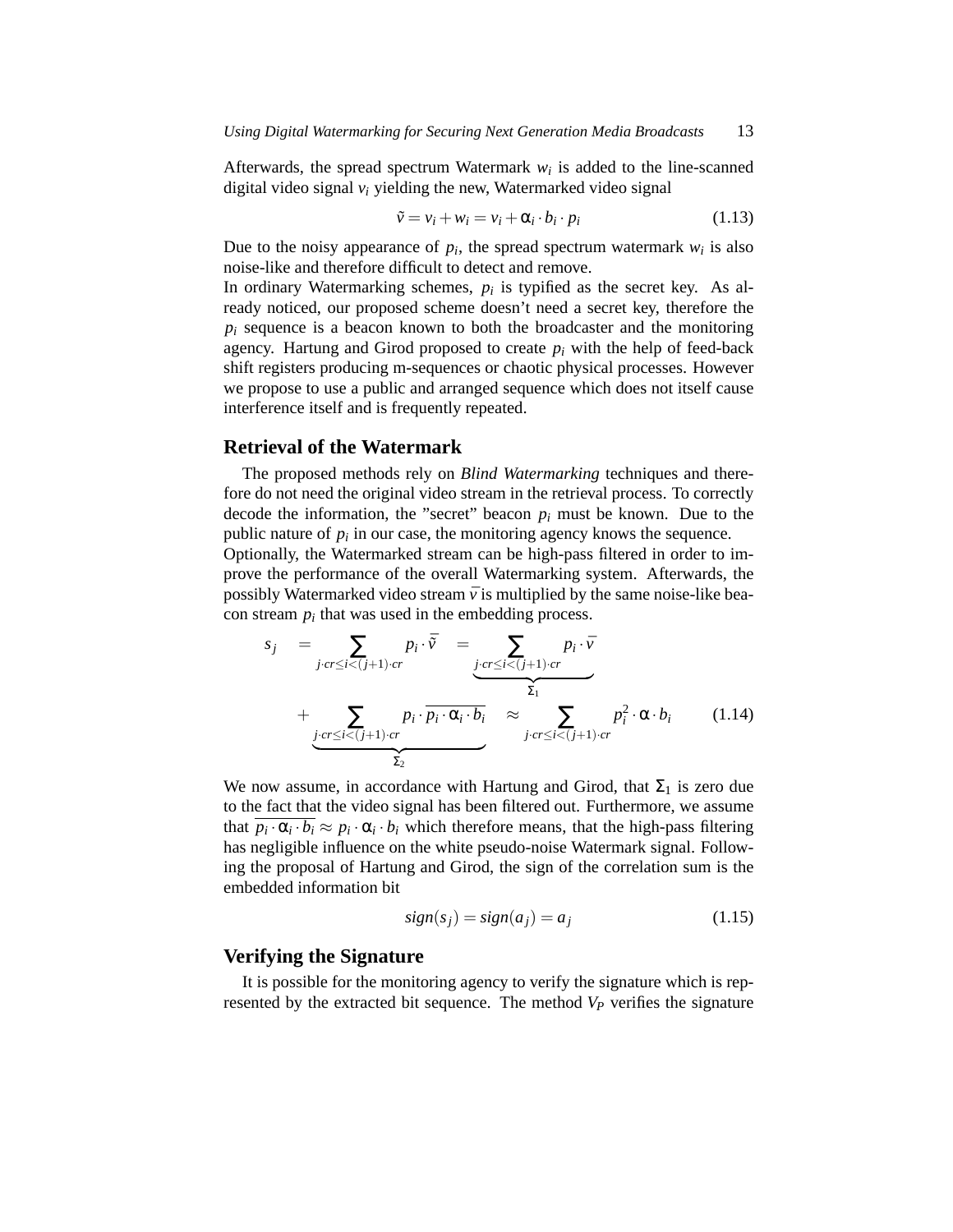Afterwards, the spread spectrum Watermark $w_i$ is added to the line-scanned digital video signal $v_i$ yielding the new, Watermarked video signal

$$\tilde{v} = v_i + w_i = v_i + \alpha_i \cdot b_i \cdot p_i \tag{1.13}$$

Due to the noisy appearance of $p_i$, the spread spectrum watermark $w_i$ is also noise-like and therefore difficult to detect and remove.

In ordinary Watermarking schemes, $p_i$ is typified as the secret key. As already noticed, our proposed scheme doesn't need a secret key, therefore the $p_i$ sequence is a beacon known to both the broadcaster and the monitoring agency. Hartung and Girod proposed to create $p_i$ with the help of feed-back shift registers producing m-sequences or chaotic physical processes. However we propose to use a public and arranged sequence which does not itself cause interference itself and is frequently repeated.

## Retrieval of the Watermark

The proposed methods rely on *Blind Watermarking* techniques and therefore do not need the original video stream in the retrieval process. To correctly decode the information, the "secret" beacon $p_i$ must be known. Due to the public nature of $p_i$ in our case, the monitoring agency knows the sequence.

Optionally, the Watermarked stream can be high-pass filtered in order to improve the performance of the overall Watermarking system. Afterwards, the possibly Watermarked video stream $\bar{v}$ is multiplied by the same noise-like beacon stream $p_i$ that was used in the embedding process.

$$\begin{aligned} s_j &= \sum_{j \cdot cr \le i < (j+1) \cdot cr} p_i \cdot \bar{\tilde{v}} = \underbrace{\sum_{j \cdot cr \le i < (j+1) \cdot cr} p_i \cdot \bar{v}}_{\Sigma_1} \\ &+ \underbrace{\sum_{j \cdot cr \le i < (j+1) \cdot cr} p_i \cdot \overline{p_i \cdot \alpha_i \cdot b_i}}_{\Sigma_2} \approx \sum_{j \cdot cr \le i < (j+1) \cdot cr} p_i^2 \cdot \alpha \cdot b_i \end{aligned} \tag{1.14}$$

We now assume, in accordance with Hartung and Girod, that $\Sigma_1$ is zero due to the fact that the video signal has been filtered out. Furthermore, we assume that $\overline{p_i \cdot \alpha_i \cdot b_i} \approx p_i \cdot \alpha_i \cdot b_i$ which therefore means, that the high-pass filtering has negligible influence on the white pseudo-noise Watermark signal. Following the proposal of Hartung and Girod, the sign of the correlation sum is the embedded information bit

$$sign(s_j) = sign(a_j) = a_j \tag{1.15}$$

## Verifying the Signature

It is possible for the monitoring agency to verify the signature which is represented by the extracted bit sequence. The method $V_P$ verifies the signature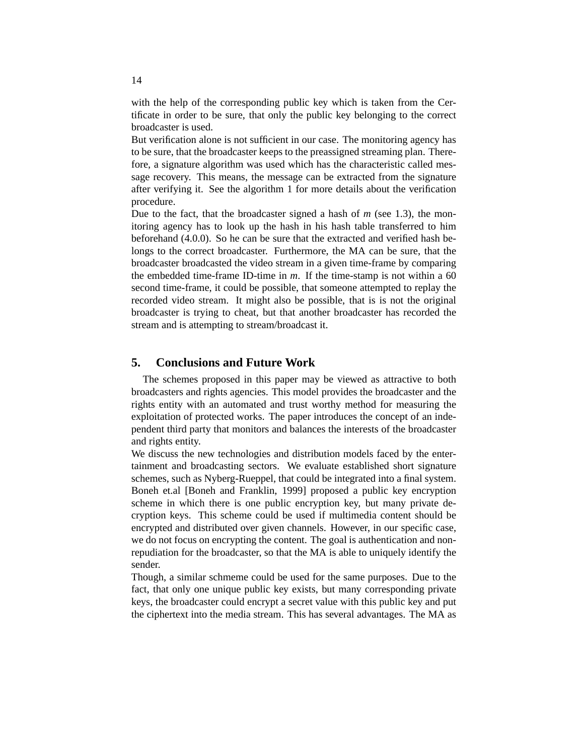with the help of the corresponding public key which is taken from the Certificate in order to be sure, that only the public key belonging to the correct broadcaster is used.
But verification alone is not sufficient in our case. The monitoring agency has to be sure, that the broadcaster keeps to the preassigned streaming plan. Therefore, a signature algorithm was used which has the characteristic called message recovery. This means, the message can be extracted from the signature after verifying it. See the algorithm 1 for more details about the verification procedure.
Due to the fact, that the broadcaster signed a hash of *m* (see 1.3), the monitoring agency has to look up the hash in his hash table transferred to him beforehand (4.0.0). So he can be sure that the extracted and verified hash belongs to the correct broadcaster. Furthermore, the MA can be sure, that the broadcaster broadcasted the video stream in a given time-frame by comparing the embedded time-frame ID-time in *m*. If the time-stamp is not within a 60 second time-frame, it could be possible, that someone attempted to replay the recorded video stream. It might also be possible, that is is not the original broadcaster is trying to cheat, but that another broadcaster has recorded the stream and is attempting to stream/broadcast it.

## 5. Conclusions and Future Work

The schemes proposed in this paper may be viewed as attractive to both broadcasters and rights agencies. This model provides the broadcaster and the rights entity with an automated and trust worthy method for measuring the exploitation of protected works. The paper introduces the concept of an independent third party that monitors and balances the interests of the broadcaster and rights entity.
We discuss the new technologies and distribution models faced by the entertainment and broadcasting sectors. We evaluate established short signature schemes, such as Nyberg-Rueppel, that could be integrated into a final system. Boneh et.al [Boneh and Franklin, 1999] proposed a public key encryption scheme in which there is one public encryption key, but many private decryption keys. This scheme could be used if multimedia content should be encrypted and distributed over given channels. However, in our specific case, we do not focus on encrypting the content. The goal is authentication and non-repudiation for the broadcaster, so that the MA is able to uniquely identify the sender.
Though, a similar schmeme could be used for the same purposes. Due to the fact, that only one unique public key exists, but many corresponding private keys, the broadcaster could encrypt a secret value with this public key and put the ciphertext into the media stream. This has several advantages. The MA as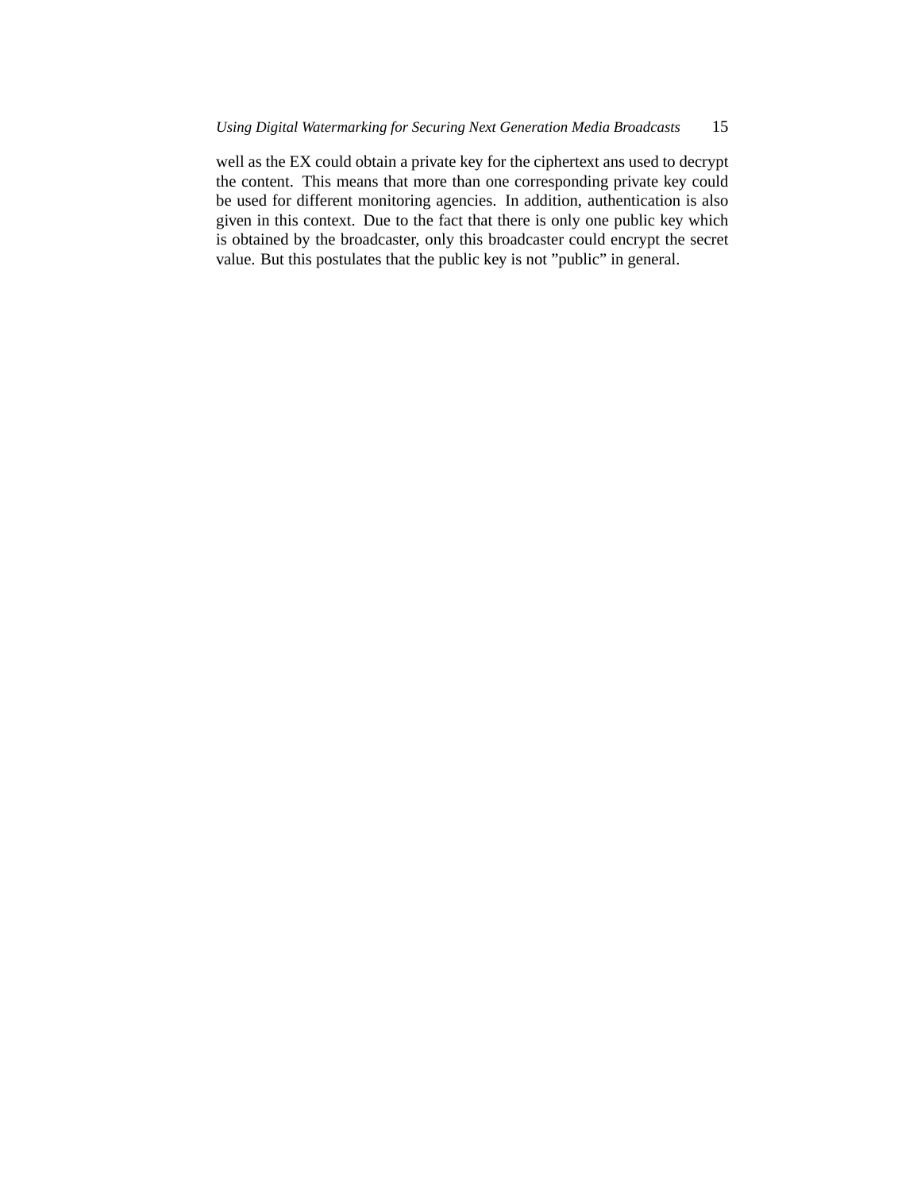well as the EX could obtain a private key for the ciphertext ans used to decrypt the content. This means that more than one corresponding private key could be used for different monitoring agencies. In addition, authentication is also given in this context. Due to the fact that there is only one public key which is obtained by the broadcaster, only this broadcaster could encrypt the secret value. But this postulates that the public key is not ”public” in general.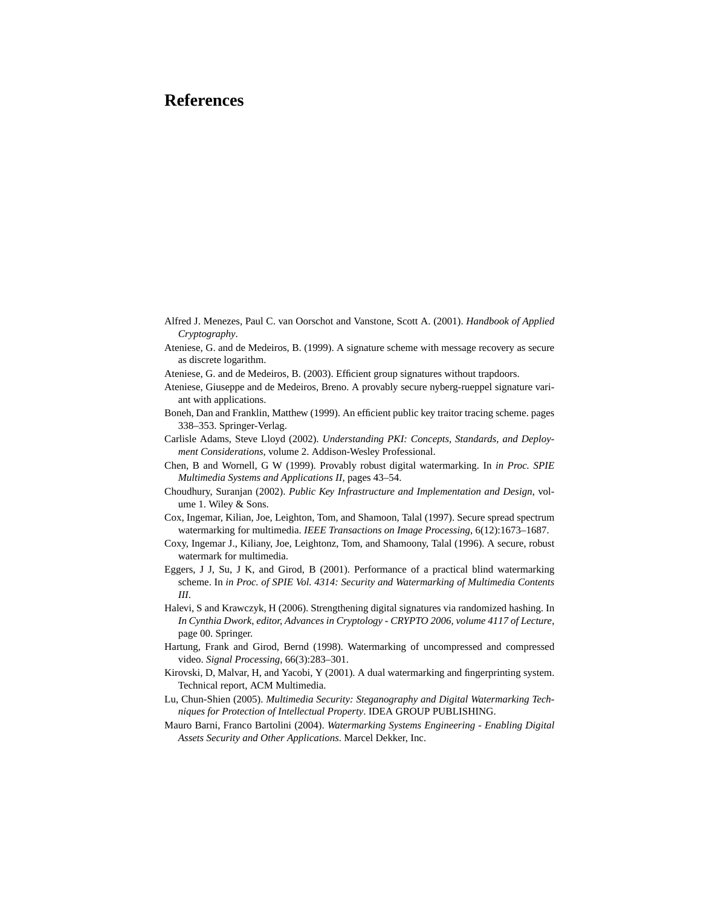# References

Alfred J. Menezes, Paul C. van Oorschot and Vanstone, Scott A. (2001). *Handbook of Applied Cryptography*.

Ateniese, G. and de Medeiros, B. (1999). A signature scheme with message recovery as secure as discrete logarithm.

Ateniese, G. and de Medeiros, B. (2003). Efficient group signatures without trapdoors.

Ateniese, Giuseppe and de Medeiros, Breno. A provably secure nyberg-rueppel signature variant with applications.

Boneh, Dan and Franklin, Matthew (1999). An efficient public key traitor tracing scheme. pages 338–353. Springer-Verlag.

Carlisle Adams, Steve Lloyd (2002). *Understanding PKI: Concepts, Standards, and Deployment Considerations*, volume 2. Addison-Wesley Professional.

Chen, B and Wornell, G W (1999). Provably robust digital watermarking. In *in Proc. SPIE Multimedia Systems and Applications II*, pages 43–54.

Choudhury, Suranjan (2002). *Public Key Infrastructure and Implementation and Design*, volume 1. Wiley & Sons.

Cox, Ingemar, Kilian, Joe, Leighton, Tom, and Shamoon, Talal (1997). Secure spread spectrum watermarking for multimedia. *IEEE Transactions on Image Processing*, 6(12):1673–1687.

Coxy, Ingemar J., Kiliany, Joe, Leightonz, Tom, and Shamoony, Talal (1996). A secure, robust watermark for multimedia.

Eggers, J J, Su, J K, and Girod, B (2001). Performance of a practical blind watermarking scheme. In *in Proc. of SPIE Vol. 4314: Security and Watermarking of Multimedia Contents III*.

Halevi, S and Krawczyk, H (2006). Strengthening digital signatures via randomized hashing. In *In Cynthia Dwork, editor, Advances in Cryptology - CRYPTO 2006, volume 4117 of Lecture*, page 00. Springer.

Hartung, Frank and Girod, Bernd (1998). Watermarking of uncompressed and compressed video. *Signal Processing*, 66(3):283–301.

Kirovski, D, Malvar, H, and Yacobi, Y (2001). A dual watermarking and fingerprinting system. Technical report, ACM Multimedia.

Lu, Chun-Shien (2005). *Multimedia Security: Steganography and Digital Watermarking Techniques for Protection of Intellectual Property*. IDEA GROUP PUBLISHING.

Mauro Barni, Franco Bartolini (2004). *Watermarking Systems Engineering - Enabling Digital Assets Security and Other Applications*. Marcel Dekker, Inc.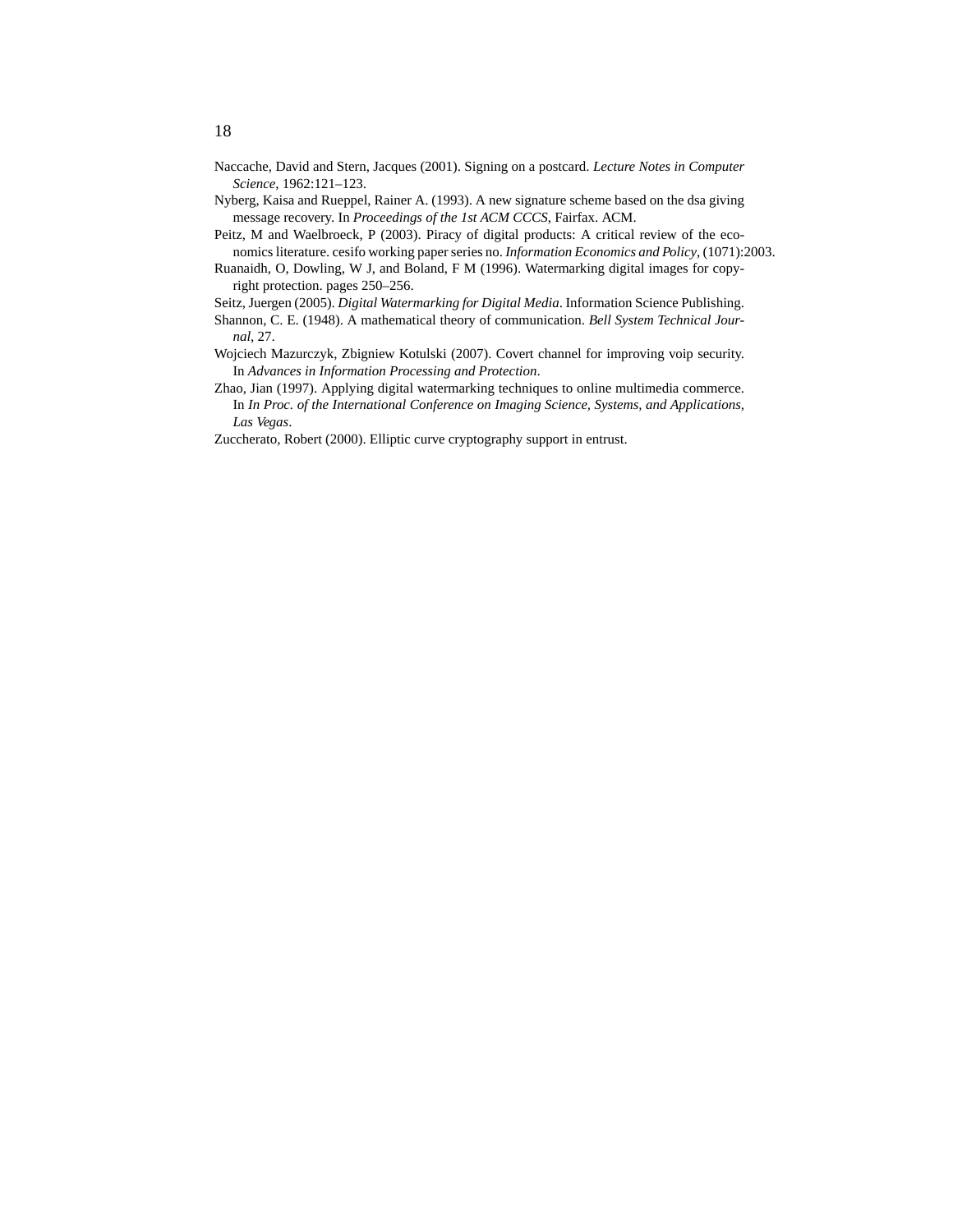Naccache, David and Stern, Jacques (2001). Signing on a postcard. *Lecture Notes in Computer Science*, 1962:121–123.

Nyberg, Kaisa and Rueppel, Rainer A. (1993). A new signature scheme based on the dsa giving message recovery. In *Proceedings of the 1st ACM CCCS*, Fairfax. ACM.

Peitz, M and Waelbroeck, P (2003). Piracy of digital products: A critical review of the economics literature. cesifo working paper series no. *Information Economics and Policy*, (1071):2003.

Ruanaidh, O, Dowling, W J, and Boland, F M (1996). Watermarking digital images for copyright protection. pages 250–256.

Seitz, Juergen (2005). *Digital Watermarking for Digital Media*. Information Science Publishing.

Shannon, C. E. (1948). A mathematical theory of communication. *Bell System Technical Journal*, 27.

Wojciech Mazurczyk, Zbigniew Kotulski (2007). Covert channel for improving voip security. In *Advances in Information Processing and Protection*.

Zhao, Jian (1997). Applying digital watermarking techniques to online multimedia commerce. In *In Proc. of the International Conference on Imaging Science, Systems, and Applications, Las Vegas*.

Zuccherato, Robert (2000). Elliptic curve cryptography support in entrust.